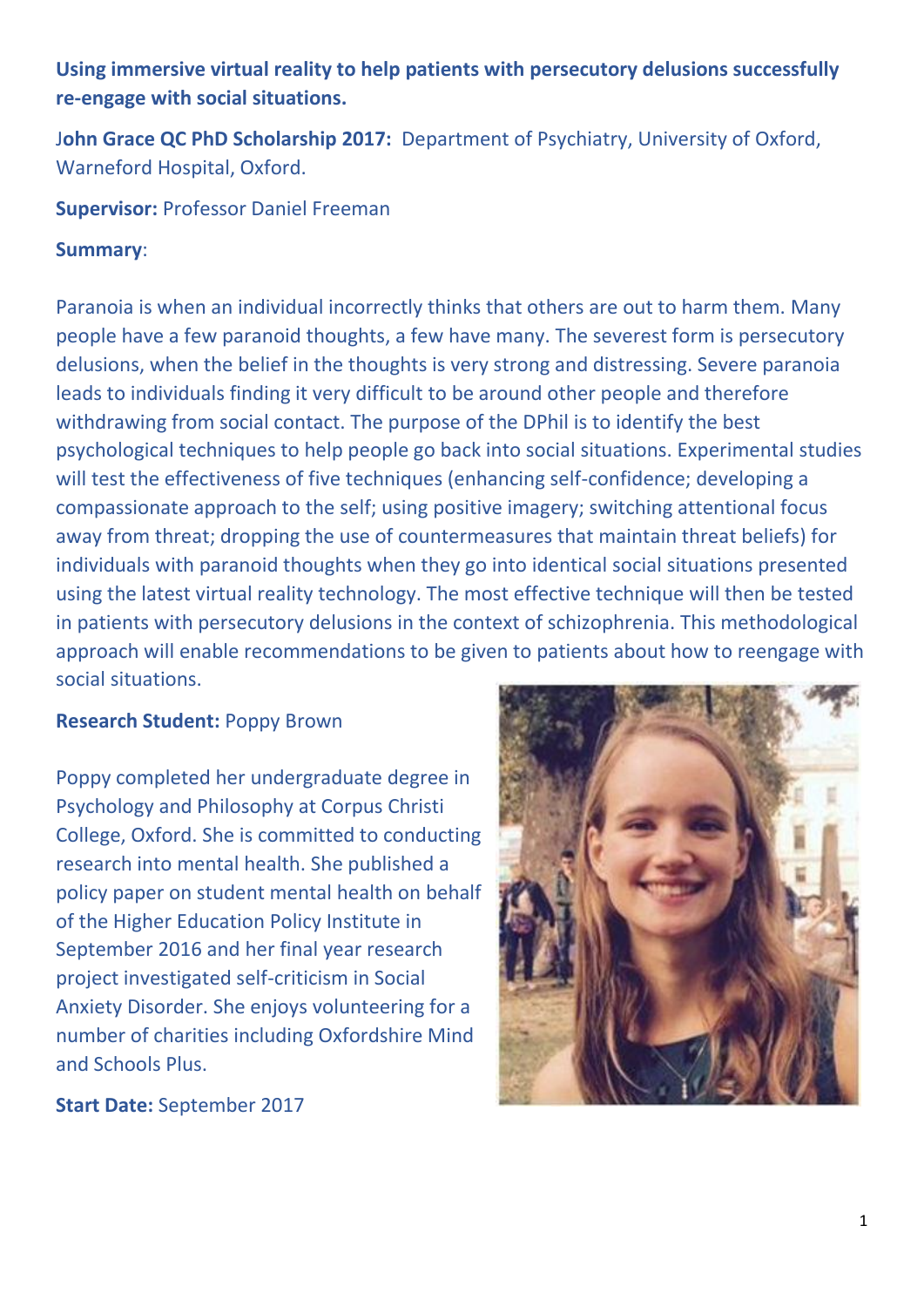**Using immersive virtual reality to help patients with persecutory delusions successfully re-engage with social situations.**

**John Grace QC PhD Scholarship 2017:** Department of Psychiatry, University of Oxford, Warneford Hospital, Oxford.

**Supervisor:** Professor Daniel Freeman

**Summary**:

Paranoia is when an individual incorrectly thinks that others are out to harm them. Many people have a few paranoid thoughts, a few have many. The severest form is persecutory delusions, when the belief in the thoughts is very strong and distressing. Severe paranoia leads to individuals finding it very difficult to be around other people and therefore withdrawing from social contact. The purpose of the DPhil is to identify the best psychological techniques to help people go back into social situations. Experimental studies will test the effectiveness of five techniques (enhancing self-confidence; developing a compassionate approach to the self; using positive imagery; switching attentional focus away from threat; dropping the use of countermeasures that maintain threat beliefs) for individuals with paranoid thoughts when they go into identical social situations presented using the latest virtual reality technology. The most effective technique will then be tested in patients with persecutory delusions in the context of schizophrenia. This methodological approach will enable recommendations to be given to patients about how to reengage with social situations.

**Research Student:** Poppy Brown

Poppy completed her undergraduate degree in Psychology and Philosophy at Corpus Christi College, Oxford. She is committed to conducting research into mental health. She published a policy paper on student mental health on behalf of the Higher Education Policy Institute in September 2016 and her final year research project investigated self-criticism in Social Anxiety Disorder. She enjoys volunteering for a number of charities including Oxfordshire Mind and Schools Plus.

**Start Date:** September 2017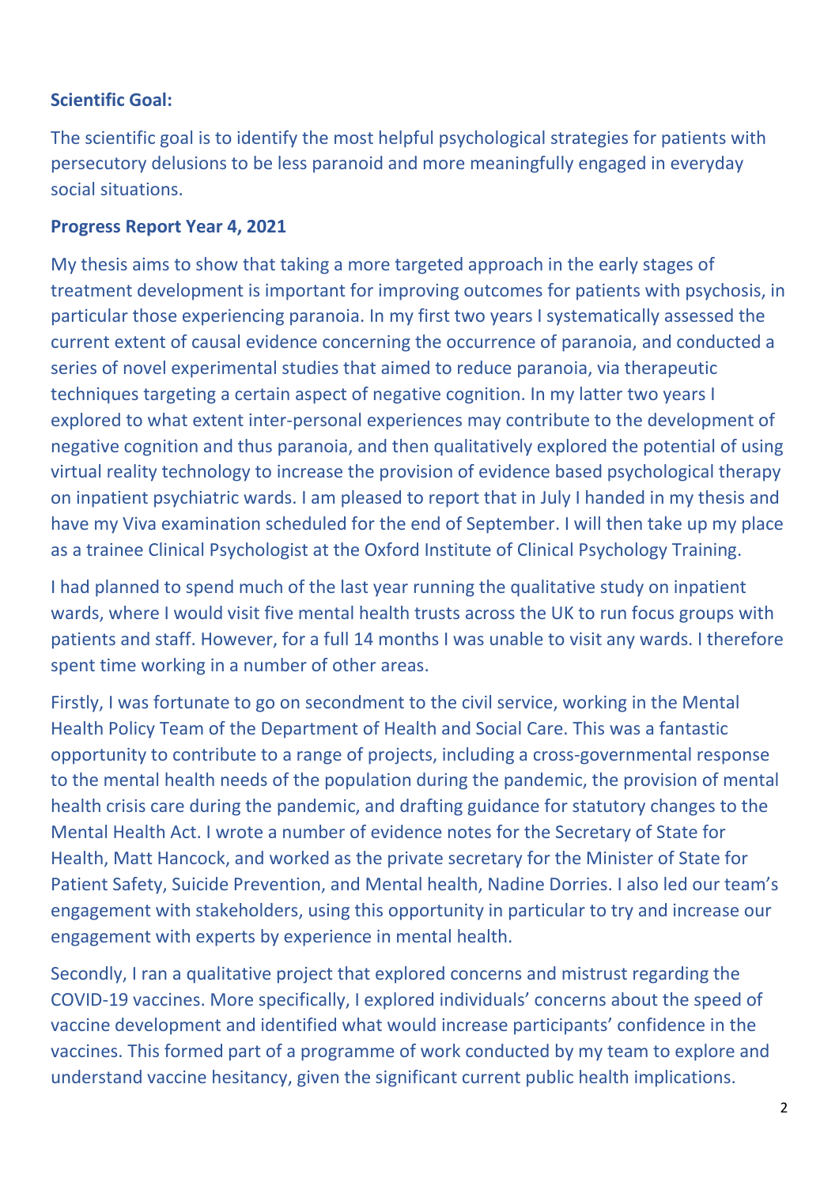**Scientific Goal:**

The scientific goal is to identify the most helpful psychological strategies for patients with persecutory delusions to be less paranoid and more meaningfully engaged in everyday social situations.

**Progress Report Year 4, 2021**

My thesis aims to show that taking a more targeted approach in the early stages of treatment development is important for improving outcomes for patients with psychosis, in particular those experiencing paranoia. In my first two years I systematically assessed the current extent of causal evidence concerning the occurrence of paranoia, and conducted a series of novel experimental studies that aimed to reduce paranoia, via therapeutic techniques targeting a certain aspect of negative cognition. In my latter two years I explored to what extent inter-personal experiences may contribute to the development of negative cognition and thus paranoia, and then qualitatively explored the potential of using virtual reality technology to increase the provision of evidence based psychological therapy on inpatient psychiatric wards. I am pleased to report that in July I handed in my thesis and have my Viva examination scheduled for the end of September. I will then take up my place as a trainee Clinical Psychologist at the Oxford Institute of Clinical Psychology Training.

I had planned to spend much of the last year running the qualitative study on inpatient wards, where I would visit five mental health trusts across the UK to run focus groups with patients and staff. However, for a full 14 months I was unable to visit any wards. I therefore spent time working in a number of other areas.

Firstly, I was fortunate to go on secondment to the civil service, working in the Mental Health Policy Team of the Department of Health and Social Care. This was a fantastic opportunity to contribute to a range of projects, including a cross-governmental response to the mental health needs of the population during the pandemic, the provision of mental health crisis care during the pandemic, and drafting guidance for statutory changes to the Mental Health Act. I wrote a number of evidence notes for the Secretary of State for Health, Matt Hancock, and worked as the private secretary for the Minister of State for Patient Safety, Suicide Prevention, and Mental health, Nadine Dorries. I also led our team's engagement with stakeholders, using this opportunity in particular to try and increase our engagement with experts by experience in mental health.

Secondly, I ran a qualitative project that explored concerns and mistrust regarding the COVID-19 vaccines. More specifically, I explored individuals' concerns about the speed of vaccine development and identified what would increase participants' confidence in the vaccines. This formed part of a programme of work conducted by my team to explore and understand vaccine hesitancy, given the significant current public health implications.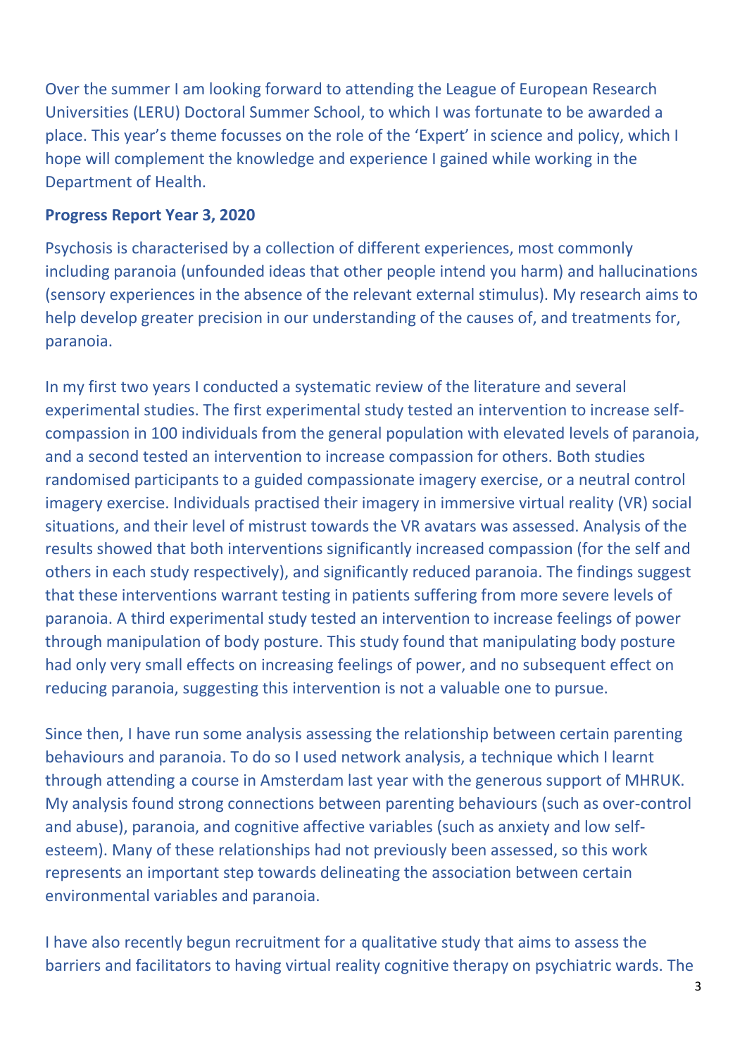Over the summer I am looking forward to attending the League of European Research Universities (LERU) Doctoral Summer School, to which I was fortunate to be awarded a place. This year's theme focusses on the role of the 'Expert' in science and policy, which I hope will complement the knowledge and experience I gained while working in the Department of Health.

**Progress Report Year 3, 2020**

Psychosis is characterised by a collection of different experiences, most commonly including paranoia (unfounded ideas that other people intend you harm) and hallucinations (sensory experiences in the absence of the relevant external stimulus). My research aims to help develop greater precision in our understanding of the causes of, and treatments for, paranoia.

In my first two years I conducted a systematic review of the literature and several experimental studies. The first experimental study tested an intervention to increase self-compassion in 100 individuals from the general population with elevated levels of paranoia, and a second tested an intervention to increase compassion for others. Both studies randomised participants to a guided compassionate imagery exercise, or a neutral control imagery exercise. Individuals practised their imagery in immersive virtual reality (VR) social situations, and their level of mistrust towards the VR avatars was assessed. Analysis of the results showed that both interventions significantly increased compassion (for the self and others in each study respectively), and significantly reduced paranoia. The findings suggest that these interventions warrant testing in patients suffering from more severe levels of paranoia. A third experimental study tested an intervention to increase feelings of power through manipulation of body posture. This study found that manipulating body posture had only very small effects on increasing feelings of power, and no subsequent effect on reducing paranoia, suggesting this intervention is not a valuable one to pursue.

Since then, I have run some analysis assessing the relationship between certain parenting behaviours and paranoia. To do so I used network analysis, a technique which I learnt through attending a course in Amsterdam last year with the generous support of MHRUK. My analysis found strong connections between parenting behaviours (such as over-control and abuse), paranoia, and cognitive affective variables (such as anxiety and low self-esteem). Many of these relationships had not previously been assessed, so this work represents an important step towards delineating the association between certain environmental variables and paranoia.

I have also recently begun recruitment for a qualitative study that aims to assess the barriers and facilitators to having virtual reality cognitive therapy on psychiatric wards. The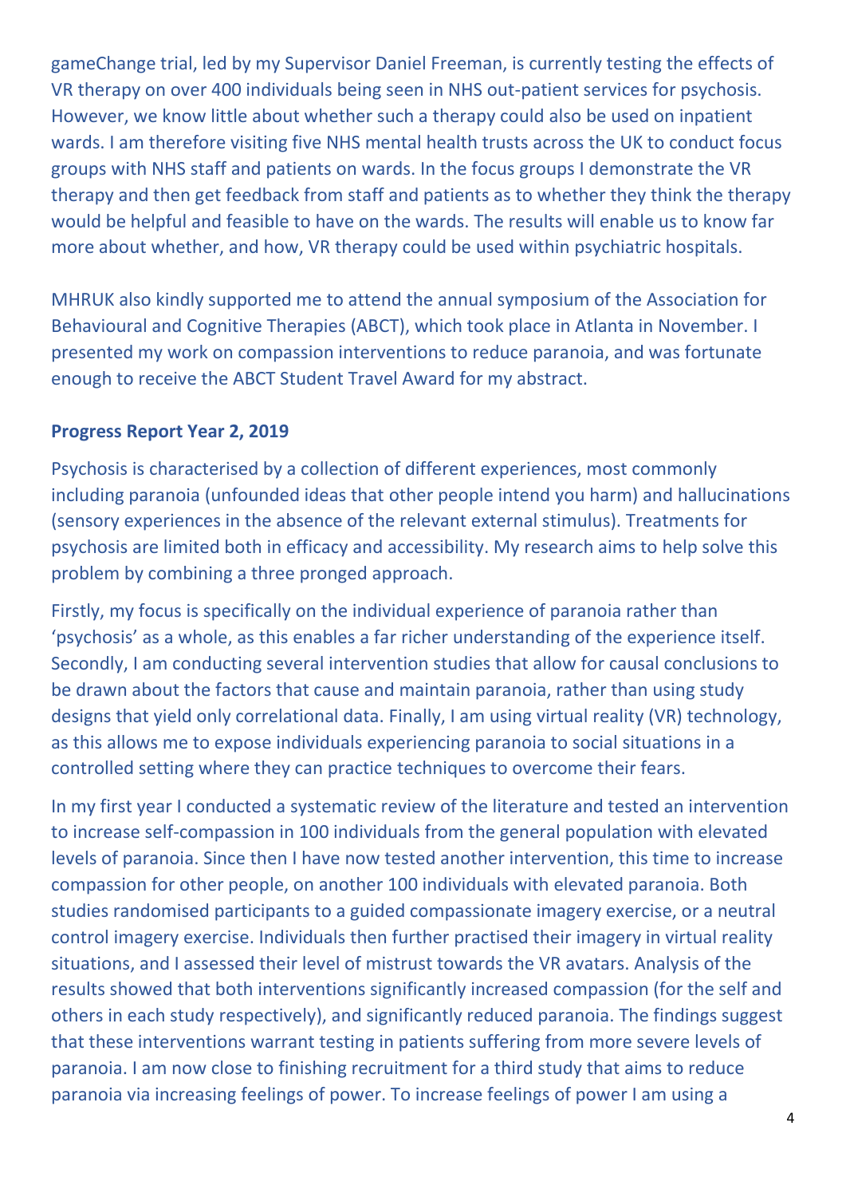gameChange trial, led by my Supervisor Daniel Freeman, is currently testing the effects of VR therapy on over 400 individuals being seen in NHS out-patient services for psychosis. However, we know little about whether such a therapy could also be used on inpatient wards. I am therefore visiting five NHS mental health trusts across the UK to conduct focus groups with NHS staff and patients on wards. In the focus groups I demonstrate the VR therapy and then get feedback from staff and patients as to whether they think the therapy would be helpful and feasible to have on the wards. The results will enable us to know far more about whether, and how, VR therapy could be used within psychiatric hospitals.

MHRUK also kindly supported me to attend the annual symposium of the Association for Behavioural and Cognitive Therapies (ABCT), which took place in Atlanta in November. I presented my work on compassion interventions to reduce paranoia, and was fortunate enough to receive the ABCT Student Travel Award for my abstract.

**Progress Report Year 2, 2019**

Psychosis is characterised by a collection of different experiences, most commonly including paranoia (unfounded ideas that other people intend you harm) and hallucinations (sensory experiences in the absence of the relevant external stimulus). Treatments for psychosis are limited both in efficacy and accessibility. My research aims to help solve this problem by combining a three pronged approach.

Firstly, my focus is specifically on the individual experience of paranoia rather than 'psychosis' as a whole, as this enables a far richer understanding of the experience itself. Secondly, I am conducting several intervention studies that allow for causal conclusions to be drawn about the factors that cause and maintain paranoia, rather than using study designs that yield only correlational data. Finally, I am using virtual reality (VR) technology, as this allows me to expose individuals experiencing paranoia to social situations in a controlled setting where they can practice techniques to overcome their fears.

In my first year I conducted a systematic review of the literature and tested an intervention to increase self-compassion in 100 individuals from the general population with elevated levels of paranoia. Since then I have now tested another intervention, this time to increase compassion for other people, on another 100 individuals with elevated paranoia. Both studies randomised participants to a guided compassionate imagery exercise, or a neutral control imagery exercise. Individuals then further practised their imagery in virtual reality situations, and I assessed their level of mistrust towards the VR avatars. Analysis of the results showed that both interventions significantly increased compassion (for the self and others in each study respectively), and significantly reduced paranoia. The findings suggest that these interventions warrant testing in patients suffering from more severe levels of paranoia. I am now close to finishing recruitment for a third study that aims to reduce paranoia via increasing feelings of power. To increase feelings of power I am using a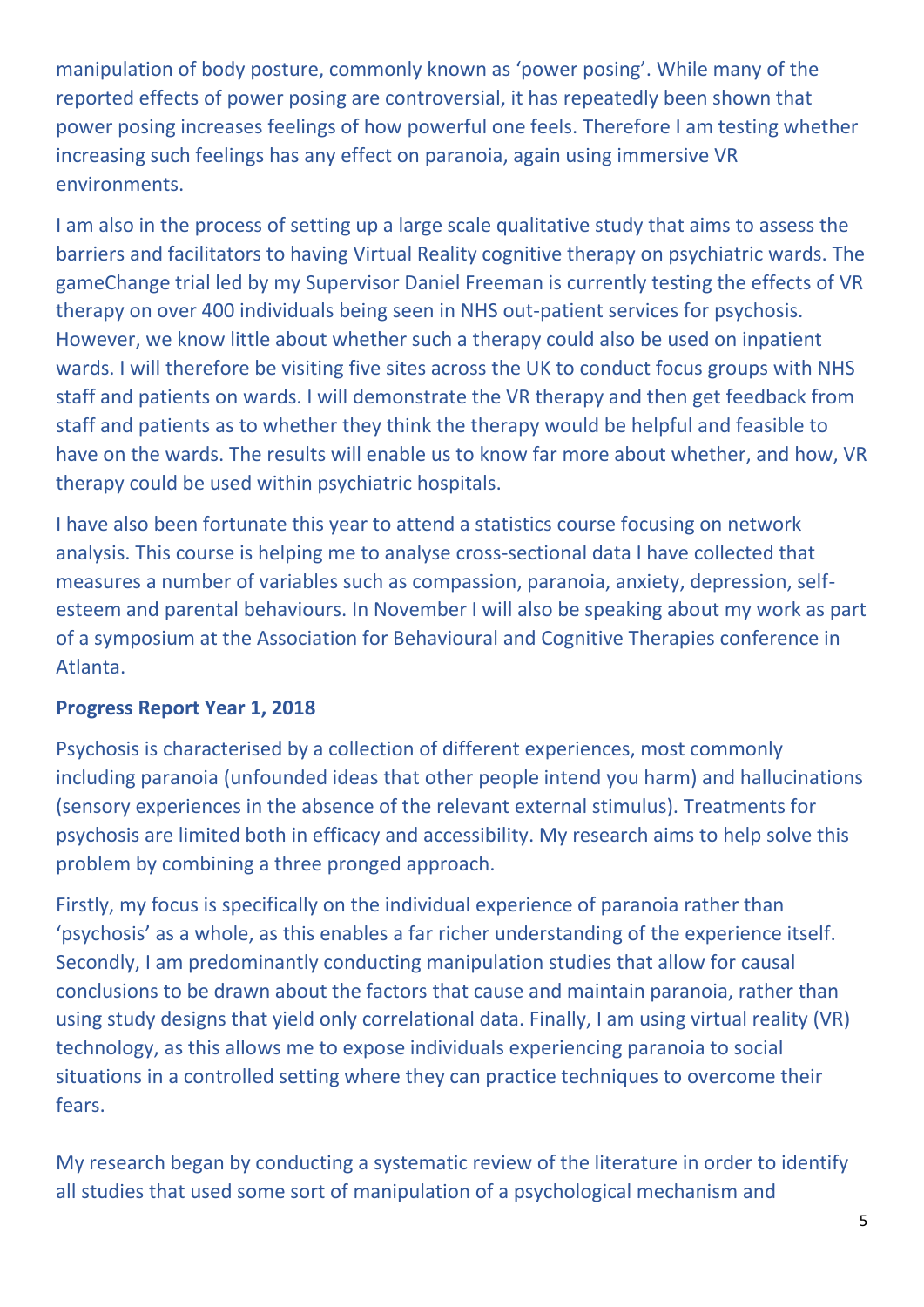manipulation of body posture, commonly known as 'power posing'. While many of the reported effects of power posing are controversial, it has repeatedly been shown that power posing increases feelings of how powerful one feels. Therefore I am testing whether increasing such feelings has any effect on paranoia, again using immersive VR environments.

I am also in the process of setting up a large scale qualitative study that aims to assess the barriers and facilitators to having Virtual Reality cognitive therapy on psychiatric wards. The gameChange trial led by my Supervisor Daniel Freeman is currently testing the effects of VR therapy on over 400 individuals being seen in NHS out-patient services for psychosis. However, we know little about whether such a therapy could also be used on inpatient wards. I will therefore be visiting five sites across the UK to conduct focus groups with NHS staff and patients on wards. I will demonstrate the VR therapy and then get feedback from staff and patients as to whether they think the therapy would be helpful and feasible to have on the wards. The results will enable us to know far more about whether, and how, VR therapy could be used within psychiatric hospitals.

I have also been fortunate this year to attend a statistics course focusing on network analysis. This course is helping me to analyse cross-sectional data I have collected that measures a number of variables such as compassion, paranoia, anxiety, depression, self-esteem and parental behaviours. In November I will also be speaking about my work as part of a symposium at the Association for Behavioural and Cognitive Therapies conference in Atlanta.

**Progress Report Year 1, 2018**

Psychosis is characterised by a collection of different experiences, most commonly including paranoia (unfounded ideas that other people intend you harm) and hallucinations (sensory experiences in the absence of the relevant external stimulus). Treatments for psychosis are limited both in efficacy and accessibility. My research aims to help solve this problem by combining a three pronged approach.

Firstly, my focus is specifically on the individual experience of paranoia rather than 'psychosis' as a whole, as this enables a far richer understanding of the experience itself. Secondly, I am predominantly conducting manipulation studies that allow for causal conclusions to be drawn about the factors that cause and maintain paranoia, rather than using study designs that yield only correlational data. Finally, I am using virtual reality (VR) technology, as this allows me to expose individuals experiencing paranoia to social situations in a controlled setting where they can practice techniques to overcome their fears.

My research began by conducting a systematic review of the literature in order to identify all studies that used some sort of manipulation of a psychological mechanism and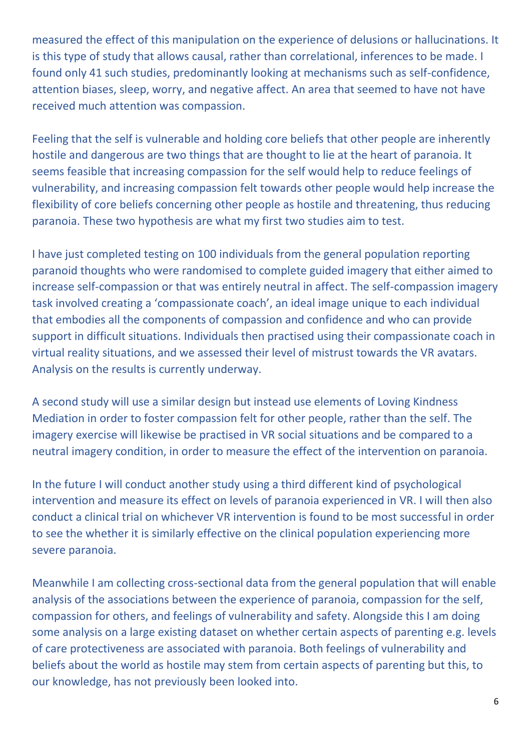measured the effect of this manipulation on the experience of delusions or hallucinations. It is this type of study that allows causal, rather than correlational, inferences to be made. I found only 41 such studies, predominantly looking at mechanisms such as self-confidence, attention biases, sleep, worry, and negative affect. An area that seemed to have not have received much attention was compassion.

Feeling that the self is vulnerable and holding core beliefs that other people are inherently hostile and dangerous are two things that are thought to lie at the heart of paranoia. It seems feasible that increasing compassion for the self would help to reduce feelings of vulnerability, and increasing compassion felt towards other people would help increase the flexibility of core beliefs concerning other people as hostile and threatening, thus reducing paranoia. These two hypothesis are what my first two studies aim to test.

I have just completed testing on 100 individuals from the general population reporting paranoid thoughts who were randomised to complete guided imagery that either aimed to increase self-compassion or that was entirely neutral in affect. The self-compassion imagery task involved creating a 'compassionate coach', an ideal image unique to each individual that embodies all the components of compassion and confidence and who can provide support in difficult situations. Individuals then practised using their compassionate coach in virtual reality situations, and we assessed their level of mistrust towards the VR avatars. Analysis on the results is currently underway.

A second study will use a similar design but instead use elements of Loving Kindness Mediation in order to foster compassion felt for other people, rather than the self. The imagery exercise will likewise be practised in VR social situations and be compared to a neutral imagery condition, in order to measure the effect of the intervention on paranoia.

In the future I will conduct another study using a third different kind of psychological intervention and measure its effect on levels of paranoia experienced in VR. I will then also conduct a clinical trial on whichever VR intervention is found to be most successful in order to see the whether it is similarly effective on the clinical population experiencing more severe paranoia.

Meanwhile I am collecting cross-sectional data from the general population that will enable analysis of the associations between the experience of paranoia, compassion for the self, compassion for others, and feelings of vulnerability and safety. Alongside this I am doing some analysis on a large existing dataset on whether certain aspects of parenting e.g. levels of care protectiveness are associated with paranoia. Both feelings of vulnerability and beliefs about the world as hostile may stem from certain aspects of parenting but this, to our knowledge, has not previously been looked into.